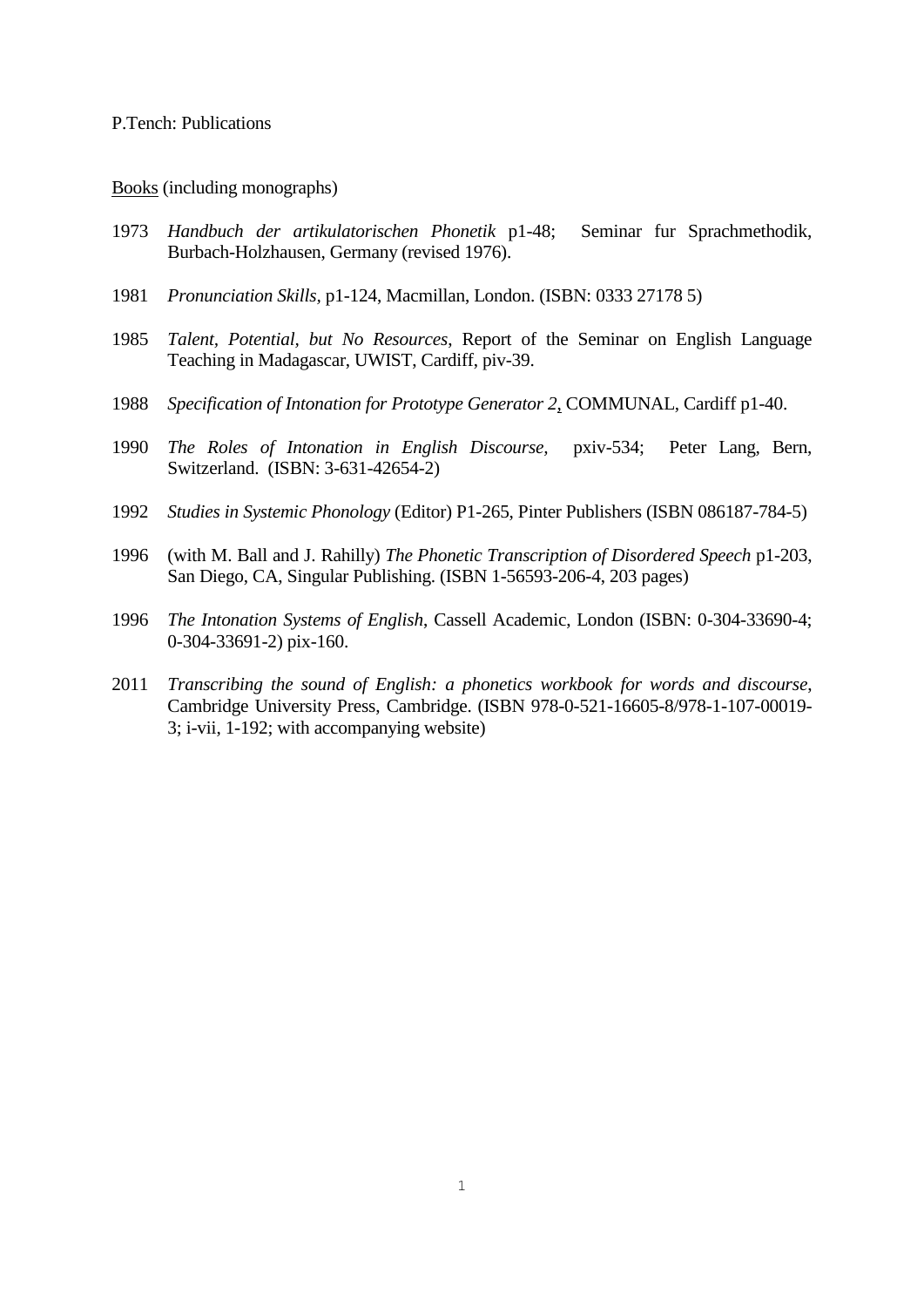P.Tench: Publications

<u>Books</u> (including monographs)

1973 *Handbuch der artikulatorischen Phonetik* p1-48; Seminar fur Sprachmethodik, Burbach-Holzhausen, Germany (revised 1976).

1981 *Pronunciation Skills*, p1-124, Macmillan, London. (ISBN: 0333 27178 5)

1985 *Talent, Potential, but No Resources*, Report of the Seminar on English Language Teaching in Madagascar, UWIST, Cardiff, piv-39.

1988 *Specification of Intonation for Prototype Generator 2*, COMMUNAL, Cardiff p1-40.

1990 *The Roles of Intonation in English Discourse*, pxiv-534; Peter Lang, Bern, Switzerland. (ISBN: 3-631-42654-2)

1992 *Studies in Systemic Phonology* (Editor) P1-265, Pinter Publishers (ISBN 086187-784-5)

1996 (with M. Ball and J. Rahilly) *The Phonetic Transcription of Disordered Speech* p1-203, San Diego, CA, Singular Publishing. (ISBN 1-56593-206-4, 203 pages)

1996 *The Intonation Systems of English*, Cassell Academic, London (ISBN: 0-304-33690-4; 0-304-33691-2) pix-160.

2011 *Transcribing the sound of English: a phonetics workbook for words and discourse*, Cambridge University Press, Cambridge. (ISBN 978-0-521-16605-8/978-1-107-00019-3; i-vii, 1-192; with accompanying website)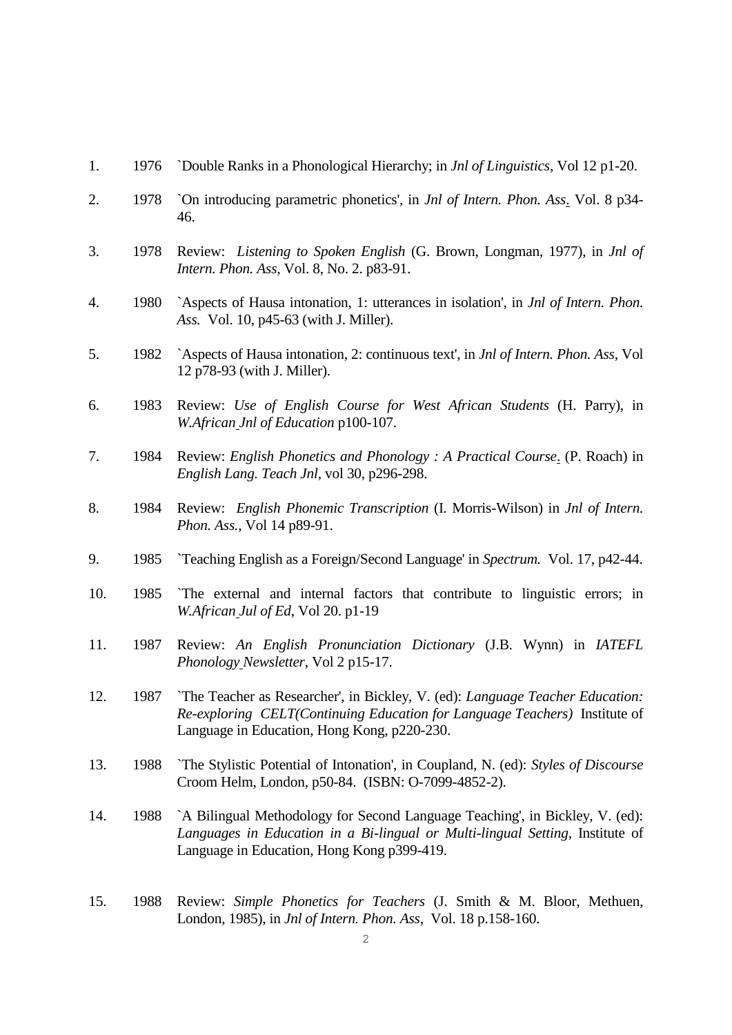1. 1976 `Double Ranks in a Phonological Hierarchy; in *Jnl of Linguistics*, Vol 12 p1-20.

2. 1978 `On introducing parametric phonetics', in *Jnl of Intern. Phon. Ass.* Vol. 8 p34-46.

3. 1978 Review: *Listening to Spoken English* (G. Brown, Longman, 1977), in *Jnl of Intern. Phon. Ass*, Vol. 8, No. 2. p83-91.

4. 1980 `Aspects of Hausa intonation, 1: utterances in isolation', in *Jnl of Intern. Phon. Ass.* Vol. 10, p45-63 (with J. Miller).

5. 1982 `Aspects of Hausa intonation, 2: continuous text', in *Jnl of Intern. Phon. Ass*, Vol 12 p78-93 (with J. Miller).

6. 1983 Review: *Use of English Course for West African Students* (H. Parry), in *W.African Jnl of Education* p100-107.

7. 1984 Review: *English Phonetics and Phonology : A Practical Course.* (P. Roach) in *English Lang. Teach Jnl*, vol 30, p296-298.

8. 1984 Review: *English Phonemic Transcription* (I. Morris-Wilson) in *Jnl of Intern. Phon. Ass.*, Vol 14 p89-91.

9. 1985 `Teaching English as a Foreign/Second Language' in *Spectrum.* Vol. 17, p42-44.

10. 1985 `The external and internal factors that contribute to linguistic errors; in *W.African Jul of Ed*, Vol 20. p1-19

11. 1987 Review: *An English Pronunciation Dictionary* (J.B. Wynn) in *IATEFL Phonology Newsletter*, Vol 2 p15-17.

12. 1987 `The Teacher as Researcher', in Bickley, V. (ed): *Language Teacher Education: Re-exploring CELT(Continuing Education for Language Teachers)* Institute of Language in Education, Hong Kong, p220-230.

13. 1988 `The Stylistic Potential of Intonation', in Coupland, N. (ed): *Styles of Discourse* Croom Helm, London, p50-84. (ISBN: O-7099-4852-2).

14. 1988 `A Bilingual Methodology for Second Language Teaching', in Bickley, V. (ed): *Languages in Education in a Bi-lingual or Multi-lingual Setting*, Institute of Language in Education, Hong Kong p399-419.

15. 1988 Review: *Simple Phonetics for Teachers* (J. Smith & M. Bloor, Methuen, London, 1985), in *Jnl of Intern. Phon. Ass*, Vol. 18 p.158-160.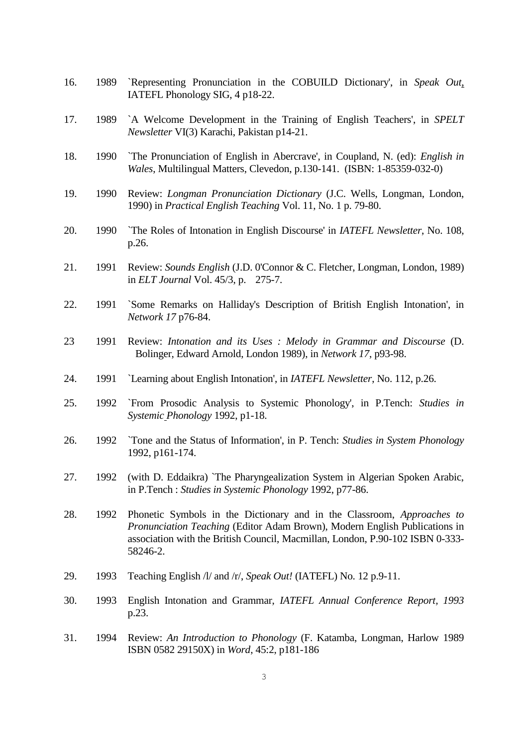16. 1989 `Representing Pronunciation in the COBUILD Dictionary', in *Speak Out*, IATEFL Phonology SIG, 4 p18-22.

17. 1989 `A Welcome Development in the Training of English Teachers', in *SPELT Newsletter* VI(3) Karachi, Pakistan p14-21.

18. 1990 `The Pronunciation of English in Abercrave', in Coupland, N. (ed): *English in Wales*, Multilingual Matters, Clevedon, p.130-141. (ISBN: 1-85359-032-0)

19. 1990 Review: *Longman Pronunciation Dictionary* (J.C. Wells, Longman, London, 1990) in *Practical English Teaching* Vol. 11, No. 1 p. 79-80.

20. 1990 `The Roles of Intonation in English Discourse' in *IATEFL Newsletter*, No. 108, p.26.

21. 1991 Review: *Sounds English* (J.D. 0'Connor & C. Fletcher, Longman, London, 1989) in *ELT Journal* Vol. 45/3, p. 275-7.

22. 1991 `Some Remarks on Halliday's Description of British English Intonation', in *Network 17* p76-84.

23 1991 Review: *Intonation and its Uses : Melody in Grammar and Discourse* (D. Bolinger, Edward Arnold, London 1989), in *Network 17*, p93-98.

24. 1991 `Learning about English Intonation', in *IATEFL Newsletter*, No. 112, p.26.

25. 1992 `From Prosodic Analysis to Systemic Phonology', in P.Tench: *Studies in Systemic Phonology* 1992, p1-18.

26. 1992 `Tone and the Status of Information', in P. Tench: *Studies in System Phonology* 1992, p161-174.

27. 1992 (with D. Eddaikra) `The Pharyngealization System in Algerian Spoken Arabic, in P.Tench : *Studies in Systemic Phonology* 1992, p77-86.

28. 1992 Phonetic Symbols in the Dictionary and in the Classroom, *Approaches to Pronunciation Teaching* (Editor Adam Brown), Modern English Publications in association with the British Council, Macmillan, London, P.90-102 ISBN 0-333-58246-2.

29. 1993 Teaching English /l/ and /r/, *Speak Out!* (IATEFL) No. 12 p.9-11.

30. 1993 English Intonation and Grammar, *IATEFL Annual Conference Report, 1993* p.23.

31. 1994 Review: *An Introduction to Phonology* (F. Katamba, Longman, Harlow 1989 ISBN 0582 29150X) in *Word*, 45:2, p181-186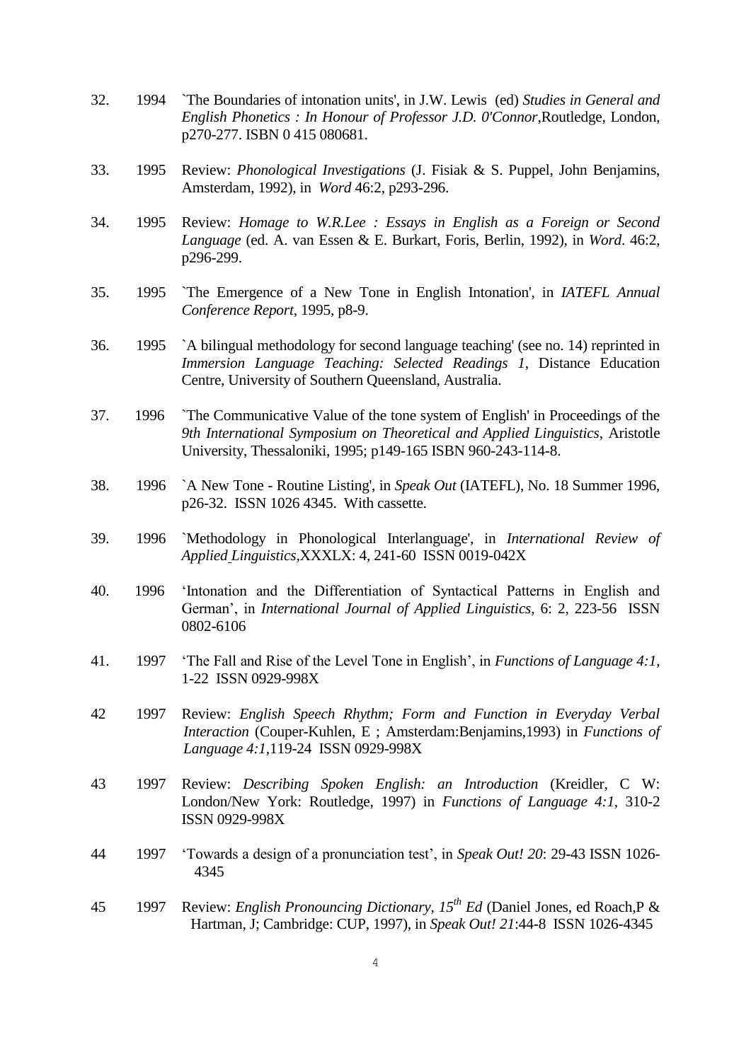32. 1994 `The Boundaries of intonation units', in J.W. Lewis (ed) *Studies in General and English Phonetics : In Honour of Professor J.D. 0'Connor*,Routledge, London, p270-277. ISBN 0 415 080681.

33. 1995 Review: *Phonological Investigations* (J. Fisiak & S. Puppel, John Benjamins, Amsterdam, 1992), in *Word* 46:2, p293-296.

34. 1995 Review: *Homage to W.R.Lee : Essays in English as a Foreign or Second Language* (ed. A. van Essen & E. Burkart, Foris, Berlin, 1992), in *Word*. 46:2, p296-299.

35. 1995 `The Emergence of a New Tone in English Intonation', in *IATEFL Annual Conference Report*, 1995, p8-9.

36. 1995 `A bilingual methodology for second language teaching' (see no. 14) reprinted in *Immersion Language Teaching: Selected Readings 1*, Distance Education Centre, University of Southern Queensland, Australia.

37. 1996 `The Communicative Value of the tone system of English' in Proceedings of the *9th International Symposium on Theoretical and Applied Linguistics*, Aristotle University, Thessaloniki, 1995; p149-165 ISBN 960-243-114-8.

38. 1996 `A New Tone - Routine Listing', in *Speak Out* (IATEFL), No. 18 Summer 1996, p26-32. ISSN 1026 4345. With cassette.

39. 1996 `Methodology in Phonological Interlanguage', in *International Review of Applied Linguistics*,XXXLX: 4, 241-60 ISSN 0019-042X

40. 1996 'Intonation and the Differentiation of Syntactical Patterns in English and German', in *International Journal of Applied Linguistics*, 6: 2, 223-56 ISSN 0802-6106

41. 1997 'The Fall and Rise of the Level Tone in English', in *Functions of Language 4:1*, 1-22 ISSN 0929-998X

42 1997 Review: *English Speech Rhythm; Form and Function in Everyday Verbal Interaction* (Couper-Kuhlen, E ; Amsterdam:Benjamins,1993) in *Functions of Language 4:1*,119-24 ISSN 0929-998X

43 1997 Review: *Describing Spoken English: an Introduction* (Kreidler, C W: London/New York: Routledge, 1997) in *Functions of Language 4:1*, 310-2 ISSN 0929-998X

44 1997 'Towards a design of a pronunciation test', in *Speak Out! 20*: 29-43 ISSN 1026-4345

45 1997 Review: *English Pronouncing Dictionary, 15th Ed* (Daniel Jones, ed Roach,P & Hartman, J; Cambridge: CUP, 1997), in *Speak Out! 21*:44-8 ISSN 1026-4345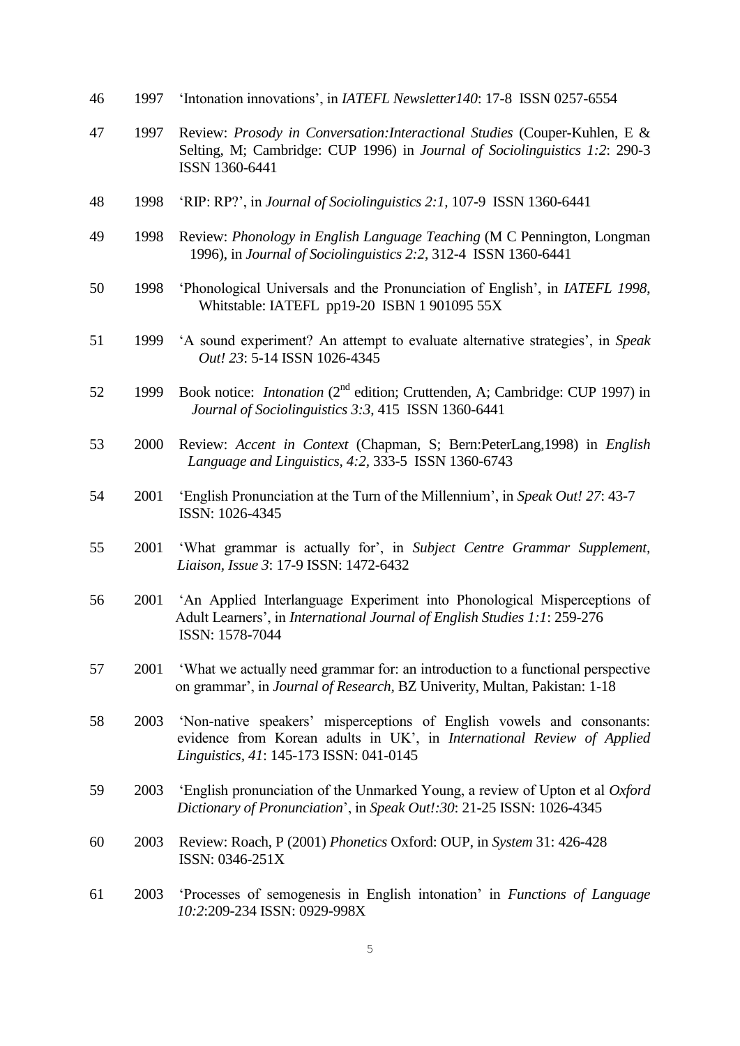46 1997 'Intonation innovations', in *IATEFL Newsletter140*: 17-8 ISSN 0257-6554

47 1997 Review: *Prosody in Conversation:Interactional Studies* (Couper-Kuhlen, E & Selting, M; Cambridge: CUP 1996) in *Journal of Sociolinguistics 1:2*: 290-3 ISSN 1360-6441

48 1998 'RIP: RP?', in *Journal of Sociolinguistics 2:1*, 107-9 ISSN 1360-6441

49 1998 Review: *Phonology in English Language Teaching* (M C Pennington, Longman 1996), in *Journal of Sociolinguistics 2:2*, 312-4 ISSN 1360-6441

50 1998 'Phonological Universals and the Pronunciation of English', in *IATEFL 1998*, Whitstable: IATEFL pp19-20 ISBN 1 901095 55X

51 1999 'A sound experiment? An attempt to evaluate alternative strategies', in *Speak Out! 23*: 5-14 ISSN 1026-4345

52 1999 Book notice: *Intonation* (2nd edition; Cruttenden, A; Cambridge: CUP 1997) in *Journal of Sociolinguistics 3:3*, 415 ISSN 1360-6441

53 2000 Review: *Accent in Context* (Chapman, S; Bern:PeterLang,1998) in *English Language and Linguistics, 4:2*, 333-5 ISSN 1360-6743

54 2001 'English Pronunciation at the Turn of the Millennium', in *Speak Out! 27*: 43-7 ISSN: 1026-4345

55 2001 'What grammar is actually for', in *Subject Centre Grammar Supplement, Liaison, Issue 3*: 17-9 ISSN: 1472-6432

56 2001 'An Applied Interlanguage Experiment into Phonological Misperceptions of Adult Learners', in *International Journal of English Studies 1:1*: 259-276 ISSN: 1578-7044

57 2001 'What we actually need grammar for: an introduction to a functional perspective on grammar', in *Journal of Research,* BZ Univerity, Multan, Pakistan: 1-18

58 2003 'Non-native speakers' misperceptions of English vowels and consonants: evidence from Korean adults in UK', in *International Review of Applied Linguistics*, *41*: 145-173 ISSN: 041-0145

59 2003 'English pronunciation of the Unmarked Young, a review of Upton et al *Oxford Dictionary of Pronunciation*', in *Speak Out!:30*: 21-25 ISSN: 1026-4345

60 2003 Review: Roach, P (2001) *Phonetics* Oxford: OUP, in *System* 31: 426-428 ISSN: 0346-251X

61 2003 'Processes of semogenesis in English intonation' in *Functions of Language 10:2*:209-234 ISSN: 0929-998X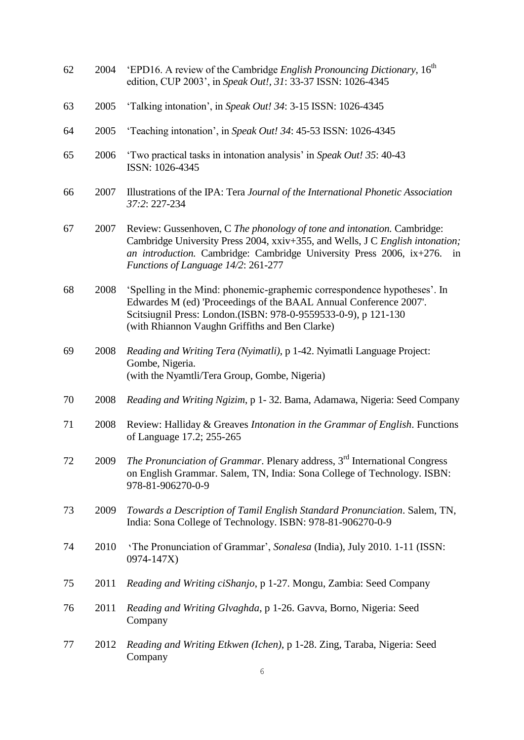62 2004 'EPD16. A review of the Cambridge *English Pronouncing Dictionary*, 16th edition, CUP 2003', in *Speak Out!, 31*: 33-37 ISSN: 1026-4345

63 2005 'Talking intonation', in *Speak Out! 34*: 3-15 ISSN: 1026-4345

64 2005 'Teaching intonation', in *Speak Out! 34*: 45-53 ISSN: 1026-4345

65 2006 'Two practical tasks in intonation analysis' in *Speak Out! 35*: 40-43 ISSN: 1026-4345

66 2007 Illustrations of the IPA: Tera *Journal of the International Phonetic Association 37:2*: 227-234

67 2007 Review: Gussenhoven, C *The phonology of tone and intonation.* Cambridge: Cambridge University Press 2004, xxiv+355, and Wells, J C *English intonation; an introduction.* Cambridge: Cambridge University Press 2006, ix+276. in *Functions of Language 14/2*: 261-277

68 2008 'Spelling in the Mind: phonemic-graphemic correspondence hypotheses'. In Edwardes M (ed) 'Proceedings of the BAAL Annual Conference 2007'. Scitsiugnil Press: London.(ISBN: 978-0-9559533-0-9), p 121-130 (with Rhiannon Vaughn Griffiths and Ben Clarke)

69 2008 *Reading and Writing Tera (Nyimatli)*, p 1-42. Nyimatli Language Project: Gombe, Nigeria. (with the Nyamtli/Tera Group, Gombe, Nigeria)

70 2008 *Reading and Writing Ngizim*, p 1- 32. Bama, Adamawa, Nigeria: Seed Company

71 2008 Review: Halliday & Greaves *Intonation in the Grammar of English*. Functions of Language 17.2; 255-265

72 2009 *The Pronunciation of Grammar*. Plenary address, 3rd International Congress on English Grammar. Salem, TN, India: Sona College of Technology. ISBN: 978-81-906270-0-9

73 2009 *Towards a Description of Tamil English Standard Pronunciation*. Salem, TN, India: Sona College of Technology. ISBN: 978-81-906270-0-9

74 2010 'The Pronunciation of Grammar', *Sonalesa* (India), July 2010. 1-11 (ISSN: 0974-147X)

75 2011 *Reading and Writing ciShanjo*, p 1-27. Mongu, Zambia: Seed Company

76 2011 *Reading and Writing Glvaghda*, p 1-26. Gavva, Borno, Nigeria: Seed Company

77 2012 *Reading and Writing Etkwen (Ichen)*, p 1-28. Zing, Taraba, Nigeria: Seed Company